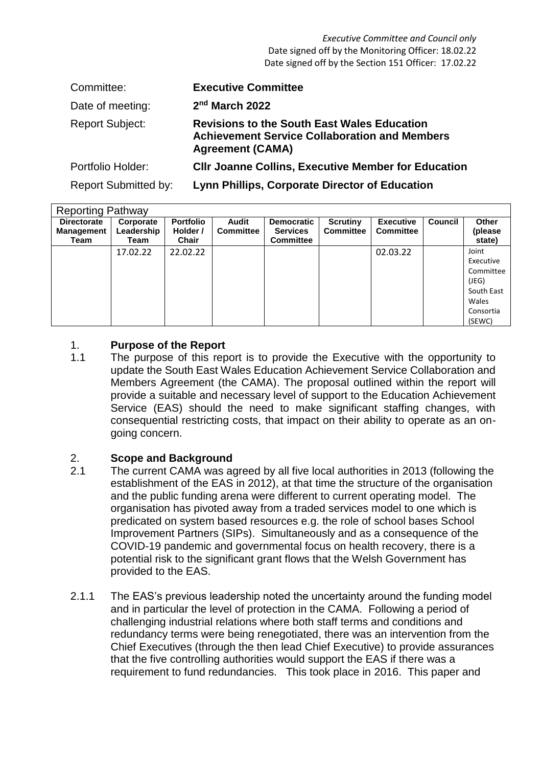*Executive Committee and Council only*
Date signed off by the Monitoring Officer: 18.02.22
Date signed off by the Section 151 Officer: 17.02.22

| | |
|---|---|
| Committee: | **Executive Committee** |
| Date of meeting: | **2nd March 2022** |
| Report Subject: | **Revisions to the South East Wales Education Achievement Service Collaboration and Members Agreement (CAMA)** |
| Portfolio Holder: | **Cllr Joanne Collins, Executive Member for Education** |
| Report Submitted by: | **Lynn Phillips, Corporate Director of Education** |

| Reporting Pathway | | | | | | | | |
|---|---|---|---|---|---|---|---|---|
| **Directorate Management Team** | **Corporate Leadership Team** | **Portfolio Holder / Chair** | **Audit Committee** | **Democratic Services Committee** | **Scrutiny Committee** | **Executive Committee** | **Council** | **Other (please state)** |
| | 17.02.22 | 22.02.22 | | | | 02.03.22 | | Joint Executive Committee (JEG) South East Wales Consortia (SEWC) |

## 1. Purpose of the Report

1.1 The purpose of this report is to provide the Executive with the opportunity to update the South East Wales Education Achievement Service Collaboration and Members Agreement (the CAMA). The proposal outlined within the report will provide a suitable and necessary level of support to the Education Achievement Service (EAS) should the need to make significant staffing changes, with consequential restricting costs, that impact on their ability to operate as an on-going concern.

## 2. Scope and Background

2.1 The current CAMA was agreed by all five local authorities in 2013 (following the establishment of the EAS in 2012), at that time the structure of the organisation and the public funding arena were different to current operating model. The organisation has pivoted away from a traded services model to one which is predicated on system based resources e.g. the role of school bases School Improvement Partners (SIPs). Simultaneously and as a consequence of the COVID-19 pandemic and governmental focus on health recovery, there is a potential risk to the significant grant flows that the Welsh Government has provided to the EAS.

2.1.1 The EAS's previous leadership noted the uncertainty around the funding model and in particular the level of protection in the CAMA. Following a period of challenging industrial relations where both staff terms and conditions and redundancy terms were being renegotiated, there was an intervention from the Chief Executives (through the then lead Chief Executive) to provide assurances that the five controlling authorities would support the EAS if there was a requirement to fund redundancies. This took place in 2016. This paper and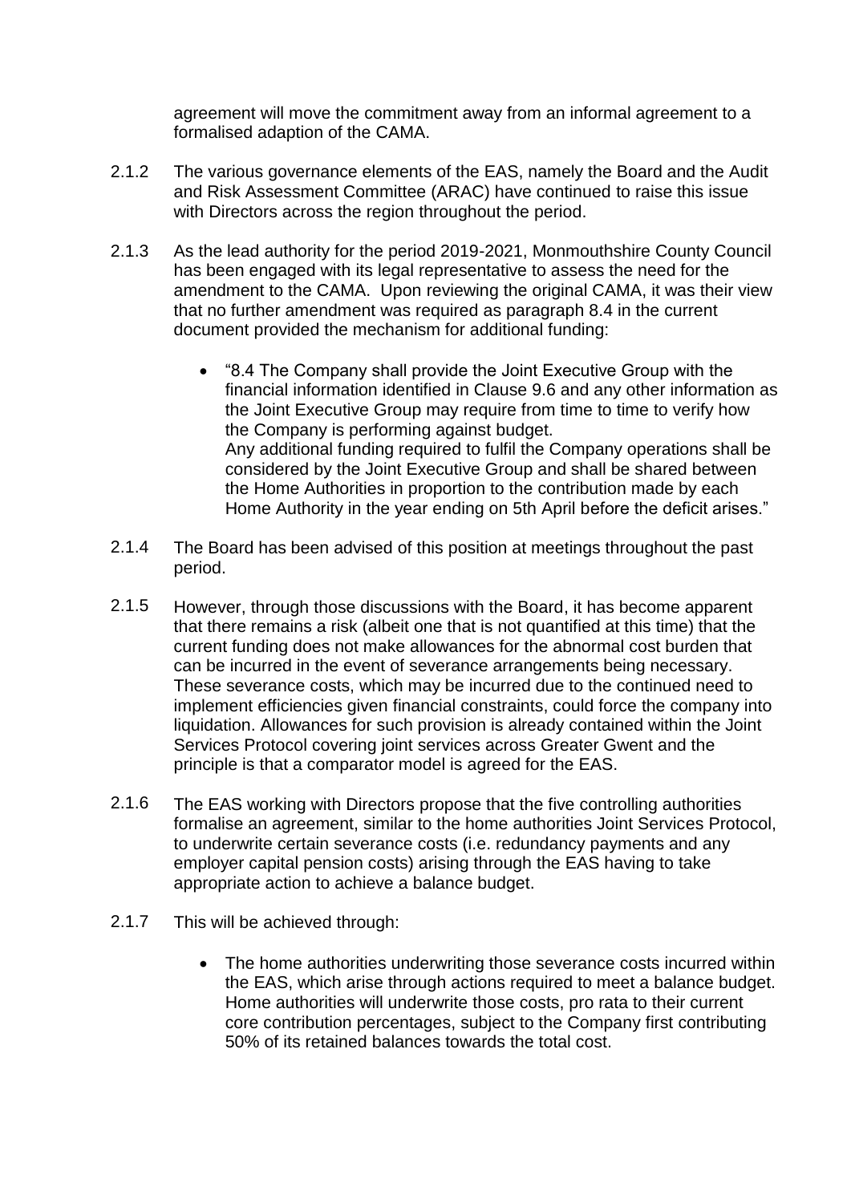agreement will move the commitment away from an informal agreement to a formalised adaption of the CAMA.

2.1.2 The various governance elements of the EAS, namely the Board and the Audit and Risk Assessment Committee (ARAC) have continued to raise this issue with Directors across the region throughout the period.

2.1.3 As the lead authority for the period 2019-2021, Monmouthshire County Council has been engaged with its legal representative to assess the need for the amendment to the CAMA. Upon reviewing the original CAMA, it was their view that no further amendment was required as paragraph 8.4 in the current document provided the mechanism for additional funding:

- "8.4 The Company shall provide the Joint Executive Group with the financial information identified in Clause 9.6 and any other information as the Joint Executive Group may require from time to time to verify how the Company is performing against budget.
  Any additional funding required to fulfil the Company operations shall be considered by the Joint Executive Group and shall be shared between the Home Authorities in proportion to the contribution made by each Home Authority in the year ending on 5th April before the deficit arises."

2.1.4 The Board has been advised of this position at meetings throughout the past period.

2.1.5 However, through those discussions with the Board, it has become apparent that there remains a risk (albeit one that is not quantified at this time) that the current funding does not make allowances for the abnormal cost burden that can be incurred in the event of severance arrangements being necessary. These severance costs, which may be incurred due to the continued need to implement efficiencies given financial constraints, could force the company into liquidation. Allowances for such provision is already contained within the Joint Services Protocol covering joint services across Greater Gwent and the principle is that a comparator model is agreed for the EAS.

2.1.6 The EAS working with Directors propose that the five controlling authorities formalise an agreement, similar to the home authorities Joint Services Protocol, to underwrite certain severance costs (i.e. redundancy payments and any employer capital pension costs) arising through the EAS having to take appropriate action to achieve a balance budget.

2.1.7 This will be achieved through:

- The home authorities underwriting those severance costs incurred within the EAS, which arise through actions required to meet a balance budget. Home authorities will underwrite those costs, pro rata to their current core contribution percentages, subject to the Company first contributing 50% of its retained balances towards the total cost.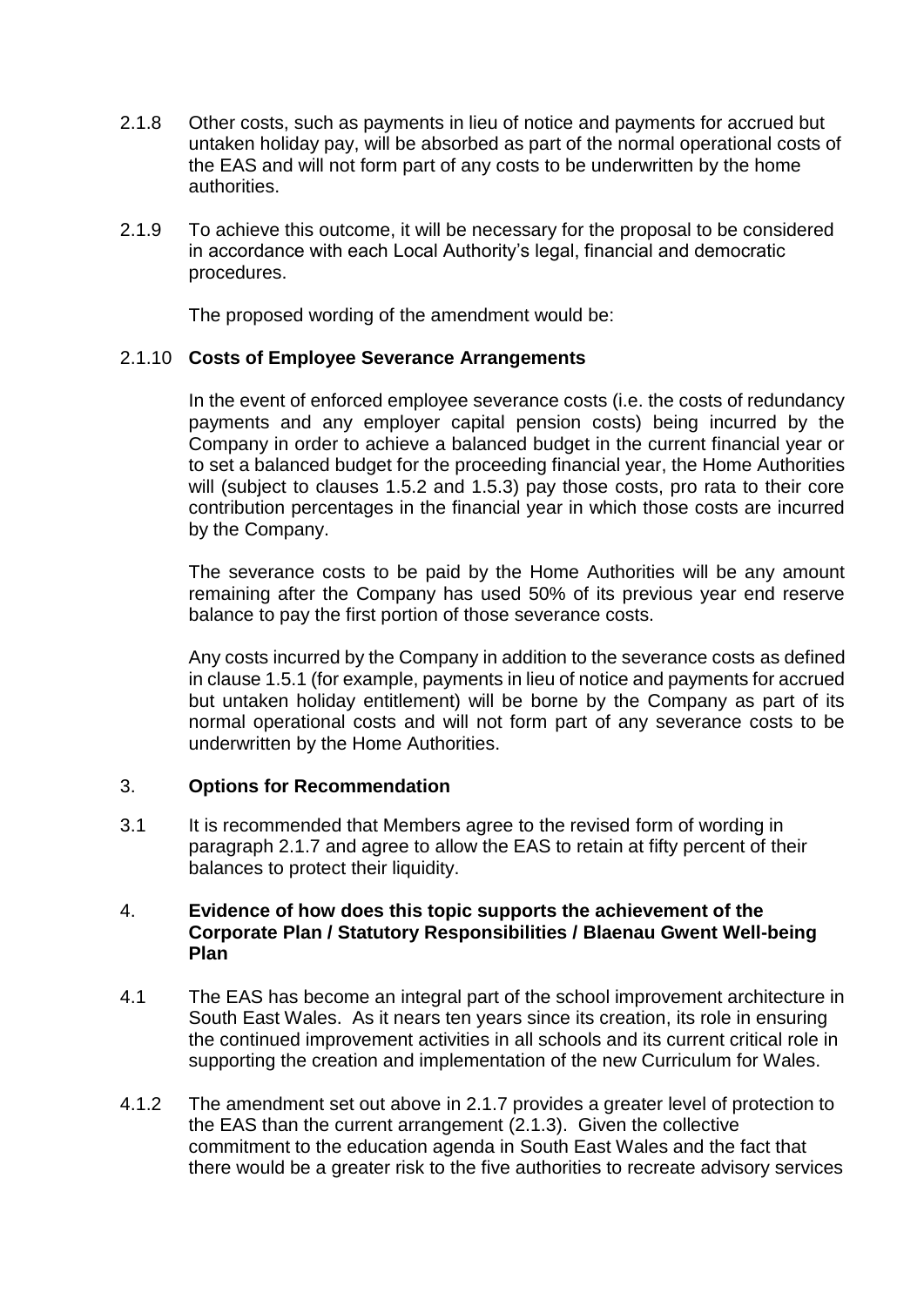2.1.8 Other costs, such as payments in lieu of notice and payments for accrued but untaken holiday pay, will be absorbed as part of the normal operational costs of the EAS and will not form part of any costs to be underwritten by the home authorities.

2.1.9 To achieve this outcome, it will be necessary for the proposal to be considered in accordance with each Local Authority's legal, financial and democratic procedures.

The proposed wording of the amendment would be:

2.1.10 **Costs of Employee Severance Arrangements**

In the event of enforced employee severance costs (i.e. the costs of redundancy payments and any employer capital pension costs) being incurred by the Company in order to achieve a balanced budget in the current financial year or to set a balanced budget for the proceeding financial year, the Home Authorities will (subject to clauses 1.5.2 and 1.5.3) pay those costs, pro rata to their core contribution percentages in the financial year in which those costs are incurred by the Company.

The severance costs to be paid by the Home Authorities will be any amount remaining after the Company has used 50% of its previous year end reserve balance to pay the first portion of those severance costs.

Any costs incurred by the Company in addition to the severance costs as defined in clause 1.5.1 (for example, payments in lieu of notice and payments for accrued but untaken holiday entitlement) will be borne by the Company as part of its normal operational costs and will not form part of any severance costs to be underwritten by the Home Authorities.

## 3. **Options for Recommendation**

3.1 It is recommended that Members agree to the revised form of wording in paragraph 2.1.7 and agree to allow the EAS to retain at fifty percent of their balances to protect their liquidity.

## 4. **Evidence of how does this topic supports the achievement of the Corporate Plan / Statutory Responsibilities / Blaenau Gwent Well-being Plan**

4.1 The EAS has become an integral part of the school improvement architecture in South East Wales. As it nears ten years since its creation, its role in ensuring the continued improvement activities in all schools and its current critical role in supporting the creation and implementation of the new Curriculum for Wales.

4.1.2 The amendment set out above in 2.1.7 provides a greater level of protection to the EAS than the current arrangement (2.1.3). Given the collective commitment to the education agenda in South East Wales and the fact that there would be a greater risk to the five authorities to recreate advisory services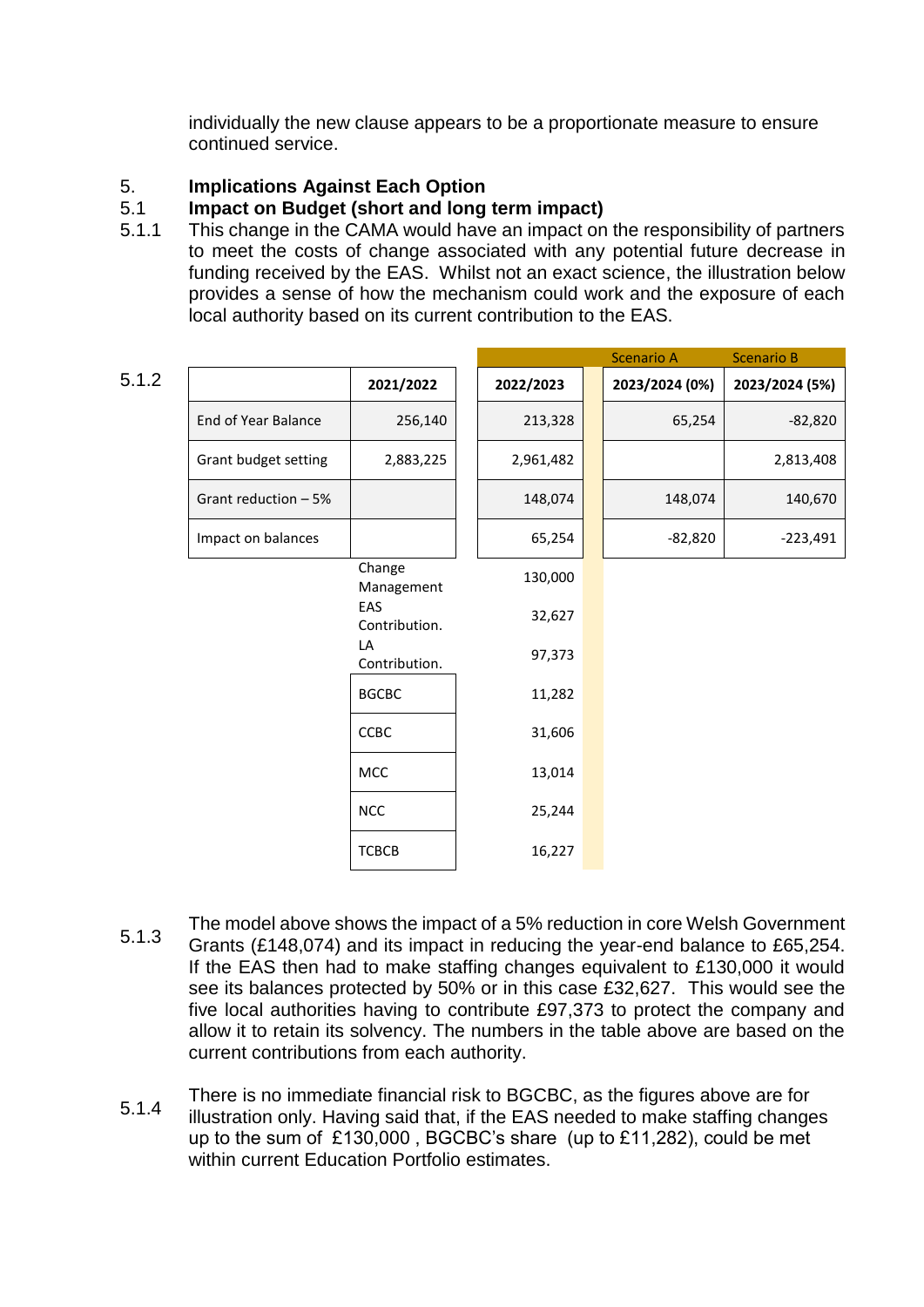individually the new clause appears to be a proportionate measure to ensure continued service.

## 5. Implications Against Each Option

### 5.1 Impact on Budget (short and long term impact)

5.1.1 This change in the CAMA would have an impact on the responsibility of partners to meet the costs of change associated with any potential future decrease in funding received by the EAS. Whilst not an exact science, the illustration below provides a sense of how the mechanism could work and the exposure of each local authority based on its current contribution to the EAS.

5.1.2

| | | | Scenario A | Scenario B |
|---|---|---|---|---|
| | 2021/2022 | 2022/2023 | 2023/2024 (0%) | 2023/2024 (5%) |
| End of Year Balance | 256,140 | 213,328 | 65,254 | -82,820 |
| Grant budget setting | 2,883,225 | 2,961,482 | | 2,813,408 |
| Grant reduction – 5% | | 148,074 | 148,074 | 140,670 |
| Impact on balances | | 65,254 | -82,820 | -223,491 |
| | Change Management | 130,000 | | |
| | EAS Contribution. | 32,627 | | |
| | LA Contribution. | 97,373 | | |
| | BGCBC | 11,282 | | |
| | CCBC | 31,606 | | |
| | MCC | 13,014 | | |
| | NCC | 25,244 | | |
| | TCBCB | 16,227 | | |

5.1.3 The model above shows the impact of a 5% reduction in core Welsh Government Grants (£148,074) and its impact in reducing the year-end balance to £65,254. If the EAS then had to make staffing changes equivalent to £130,000 it would see its balances protected by 50% or in this case £32,627. This would see the five local authorities having to contribute £97,373 to protect the company and allow it to retain its solvency. The numbers in the table above are based on the current contributions from each authority.

5.1.4 There is no immediate financial risk to BGCBC, as the figures above are for illustration only. Having said that, if the EAS needed to make staffing changes up to the sum of £130,000 , BGCBC's share (up to £11,282), could be met within current Education Portfolio estimates.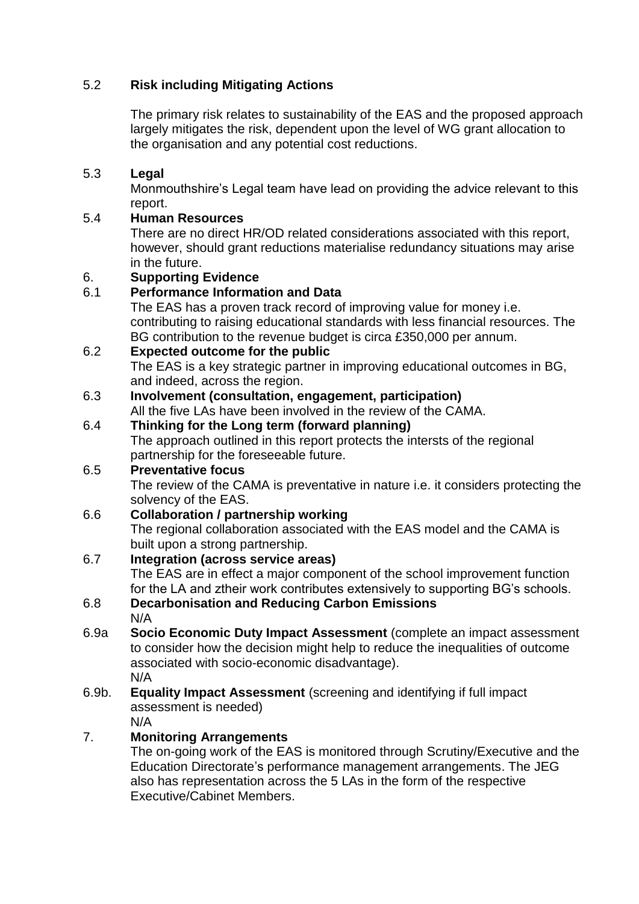### 5.2 Risk including Mitigating Actions

The primary risk relates to sustainability of the EAS and the proposed approach largely mitigates the risk, dependent upon the level of WG grant allocation to the organisation and any potential cost reductions.

### 5.3 Legal

Monmouthshire's Legal team have lead on providing the advice relevant to this report.

### 5.4 Human Resources

There are no direct HR/OD related considerations associated with this report, however, should grant reductions materialise redundancy situations may arise in the future.

## 6. Supporting Evidence

### 6.1 Performance Information and Data

The EAS has a proven track record of improving value for money i.e. contributing to raising educational standards with less financial resources. The BG contribution to the revenue budget is circa £350,000 per annum.

### 6.2 Expected outcome for the public

The EAS is a key strategic partner in improving educational outcomes in BG, and indeed, across the region.

### 6.3 Involvement (consultation, engagement, participation)

All the five LAs have been involved in the review of the CAMA.

### 6.4 Thinking for the Long term (forward planning)

The approach outlined in this report protects the intersts of the regional partnership for the foreseeable future.

### 6.5 Preventative focus

The review of the CAMA is preventative in nature i.e. it considers protecting the solvency of the EAS.

### 6.6 Collaboration / partnership working

The regional collaboration associated with the EAS model and the CAMA is built upon a strong partnership.

### 6.7 Integration (across service areas)

The EAS are in effect a major component of the school improvement function for the LA and ztheir work contributes extensively to supporting BG's schools.

### 6.8 Decarbonisation and Reducing Carbon Emissions

N/A

### 6.9a Socio Economic Duty Impact Assessment (complete an impact assessment to consider how the decision might help to reduce the inequalities of outcome associated with socio-economic disadvantage).

N/A

### 6.9b. Equality Impact Assessment (screening and identifying if full impact assessment is needed)

N/A

## 7. Monitoring Arrangements

The on-going work of the EAS is monitored through Scrutiny/Executive and the Education Directorate's performance management arrangements. The JEG also has representation across the 5 LAs in the form of the respective Executive/Cabinet Members.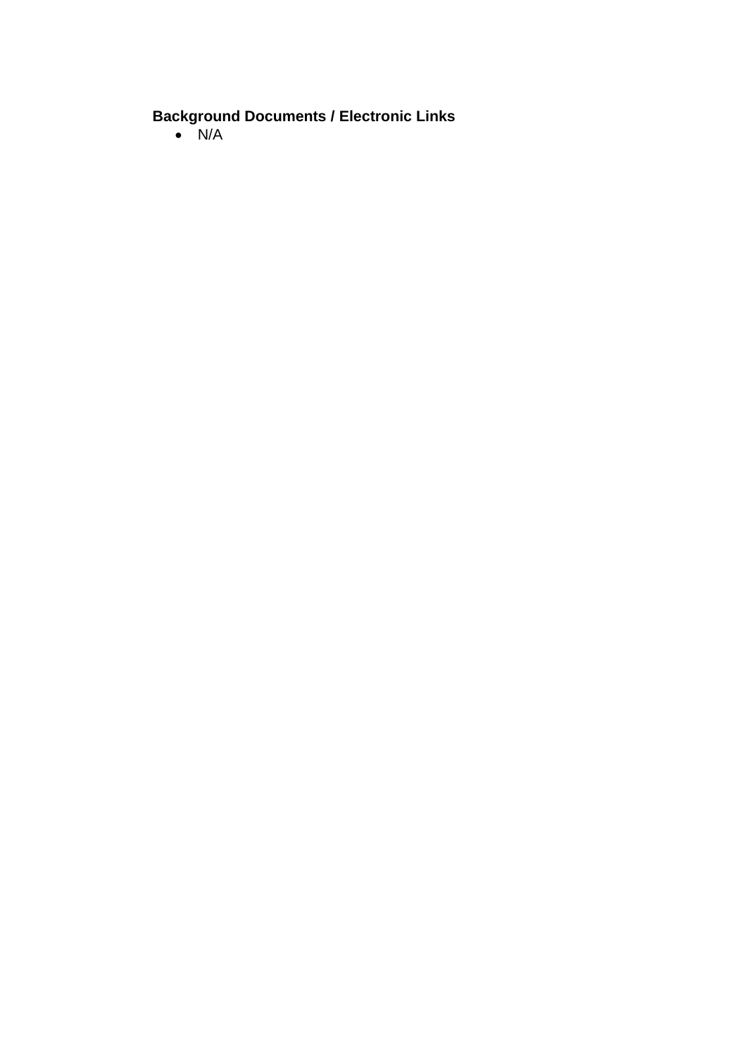**Background Documents / Electronic Links**

- N/A